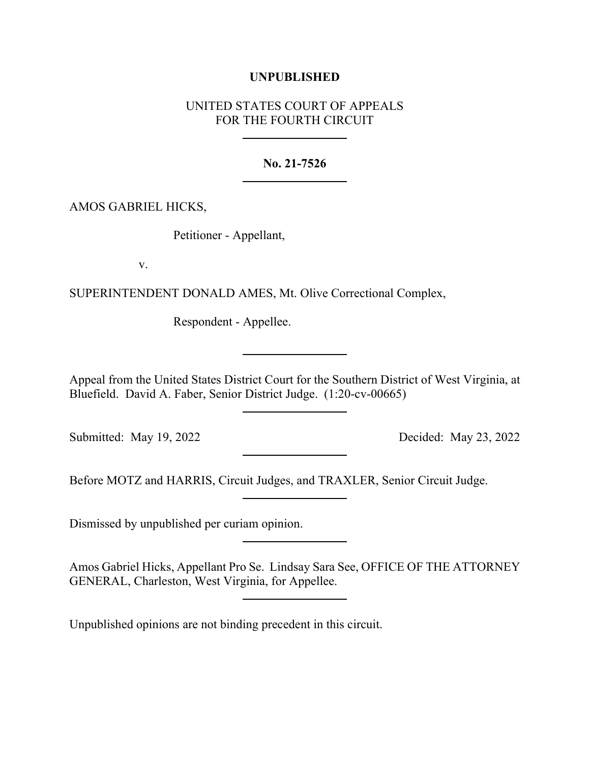**UNPUBLISHED**

UNITED STATES COURT OF APPEALS
FOR THE FOURTH CIRCUIT

---

**No. 21-7526**

---

AMOS GABRIEL HICKS,

Petitioner - Appellant,

v.

SUPERINTENDENT DONALD AMES, Mt. Olive Correctional Complex,

Respondent - Appellee.

---

Appeal from the United States District Court for the Southern District of West Virginia, at Bluefield. David A. Faber, Senior District Judge. (1:20-cv-00665)

---

Submitted: May 19, 2022 Decided: May 23, 2022

---

Before MOTZ and HARRIS, Circuit Judges, and TRAXLER, Senior Circuit Judge.

---

Dismissed by unpublished per curiam opinion.

---

Amos Gabriel Hicks, Appellant Pro Se. Lindsay Sara See, OFFICE OF THE ATTORNEY GENERAL, Charleston, West Virginia, for Appellee.

---

Unpublished opinions are not binding precedent in this circuit.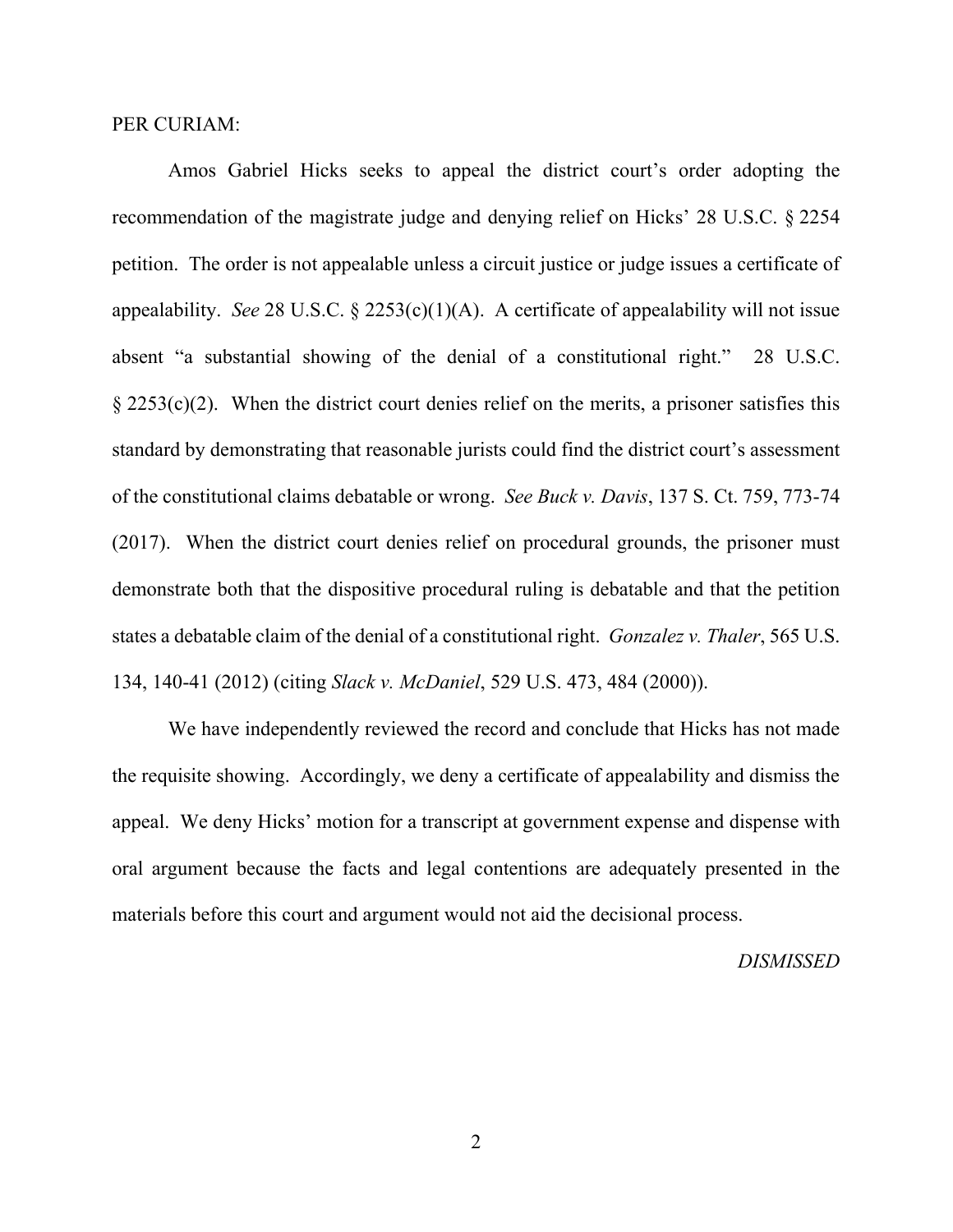PER CURIAM:

Amos Gabriel Hicks seeks to appeal the district court's order adopting the recommendation of the magistrate judge and denying relief on Hicks' 28 U.S.C. § 2254 petition. The order is not appealable unless a circuit justice or judge issues a certificate of appealability. *See* 28 U.S.C. § 2253(c)(1)(A). A certificate of appealability will not issue absent "a substantial showing of the denial of a constitutional right." 28 U.S.C. § 2253(c)(2). When the district court denies relief on the merits, a prisoner satisfies this standard by demonstrating that reasonable jurists could find the district court's assessment of the constitutional claims debatable or wrong. *See Buck v. Davis*, 137 S. Ct. 759, 773-74 (2017). When the district court denies relief on procedural grounds, the prisoner must demonstrate both that the dispositive procedural ruling is debatable and that the petition states a debatable claim of the denial of a constitutional right. *Gonzalez v. Thaler*, 565 U.S. 134, 140-41 (2012) (citing *Slack v. McDaniel*, 529 U.S. 473, 484 (2000)).

We have independently reviewed the record and conclude that Hicks has not made the requisite showing. Accordingly, we deny a certificate of appealability and dismiss the appeal. We deny Hicks' motion for a transcript at government expense and dispense with oral argument because the facts and legal contentions are adequately presented in the materials before this court and argument would not aid the decisional process.

*DISMISSED*